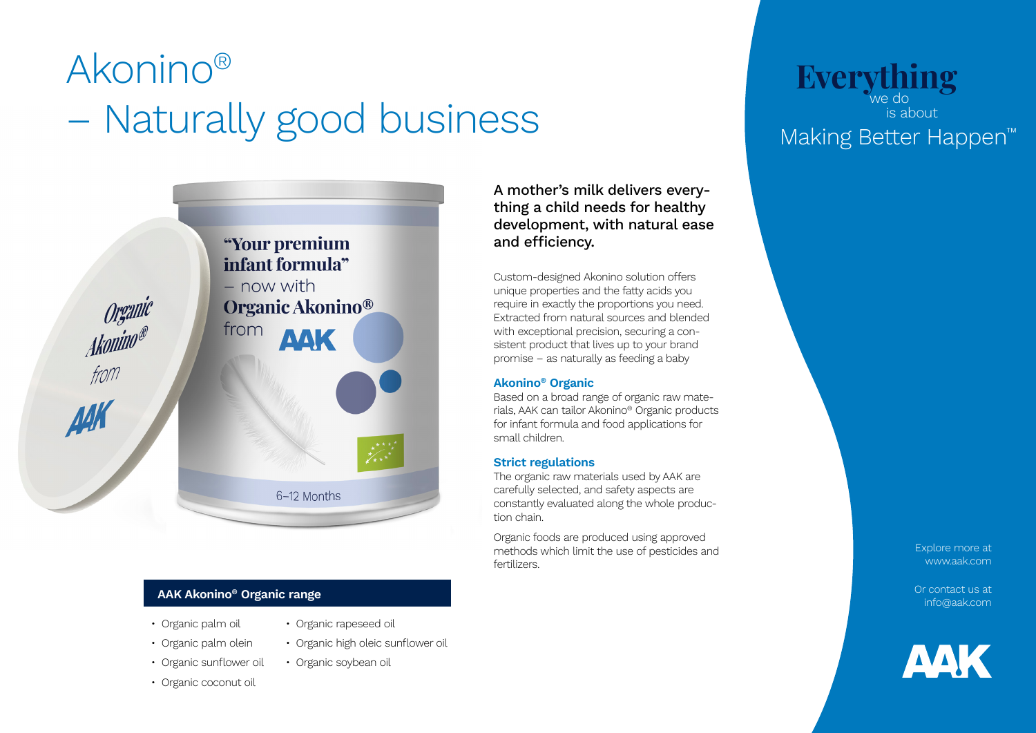# Akonino® – Naturally good business

A mother's milk delivers everything a child needs for healthy development, with natural ease and efficiency.

Custom-designed Akonino solution offers unique properties and the fatty acids you require in exactly the proportions you need. Extracted from natural sources and blended with exceptional precision, securing a consistent product that lives up to your brand promise – as naturally as feeding a baby

### Akonino® Organic

Based on a broad range of organic raw materials, AAK can tailor Akonino® Organic products for infant formula and food applications for small children.

### Strict regulations

The organic raw materials used by AAK are carefully selected, and safety aspects are constantly evaluated along the whole production chain.

Organic foods are produced using approved methods which limit the use of pesticides and fertilizers.

### AAK Akonino® Organic range

- Organic palm oil
- Organic palm olein
- Organic sunflower oil
- Organic coconut oil
- Organic rapeseed oil
- Organic high oleic sunflower oil
- Organic soybean oil

**Everything** we do is about Making Better Happen™

Explore more at www.aak.com

Or contact us at info@aak.com

AAK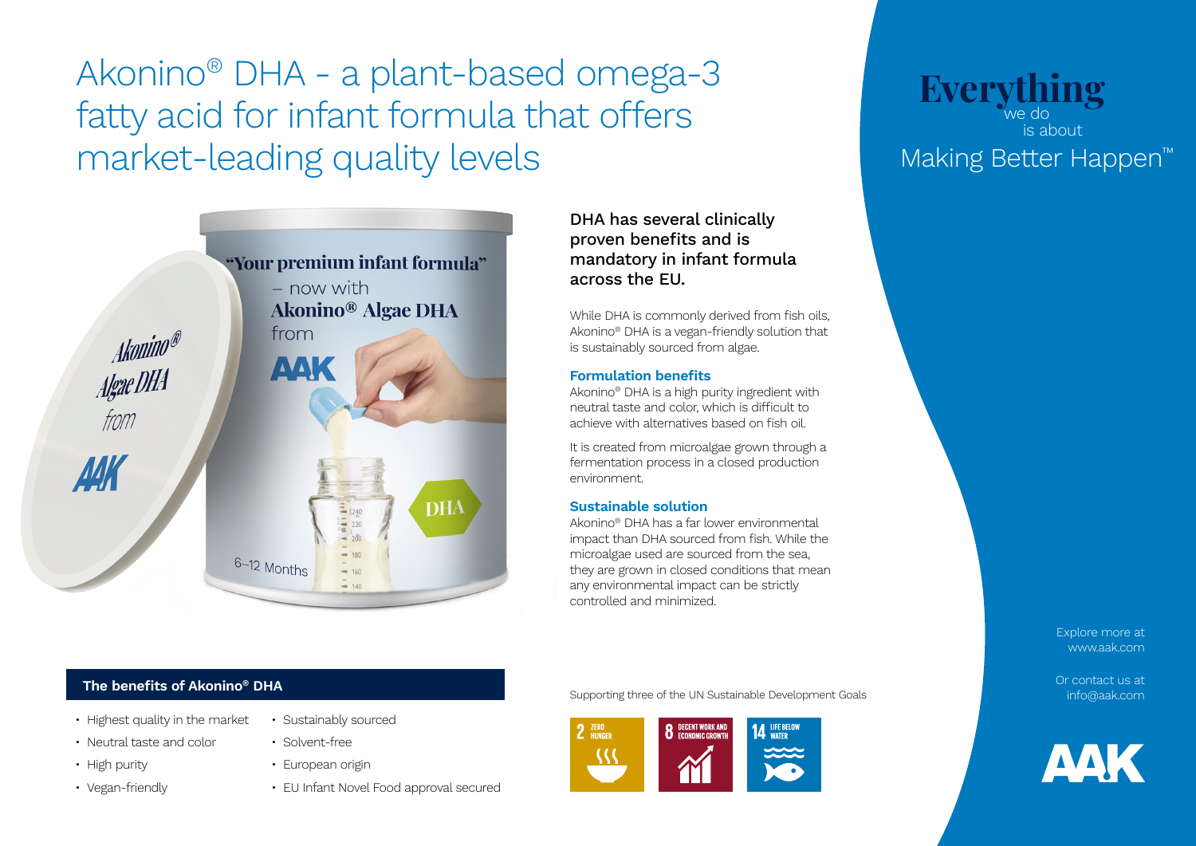# Akonino® DHA - a plant-based omega-3 fatty acid for infant formula that offers market-leading quality levels

**DHA has several clinically proven benefits and is mandatory in infant formula across the EU.**

While DHA is commonly derived from fish oils, Akonino® DHA is a vegan-friendly solution that is sustainably sourced from algae.

### Formulation benefits

Akonino® DHA is a high purity ingredient with neutral taste and color, which is difficult to achieve with alternatives based on fish oil.

It is created from microalgae grown through a fermentation process in a closed production environment.

### Sustainable solution

Akonino® DHA has a far lower environmental impact than DHA sourced from fish. While the microalgae used are sourced from the sea, they are grown in closed conditions that mean any environmental impact can be strictly controlled and minimized.

### The benefits of Akonino® DHA

- Highest quality in the market
- Neutral taste and color
- High purity
- Vegan-friendly
- Sustainably sourced
- Solvent-free
- European origin
- EU Infant Novel Food approval secured

Supporting three of the UN Sustainable Development Goals

2 ZERO HUNGER | 8 DECENT WORK AND ECONOMIC GROWTH | 14 LIFE BELOW WATER

**Everything** we do is about Making Better Happen™

Explore more at www.aak.com

Or contact us at info@aak.com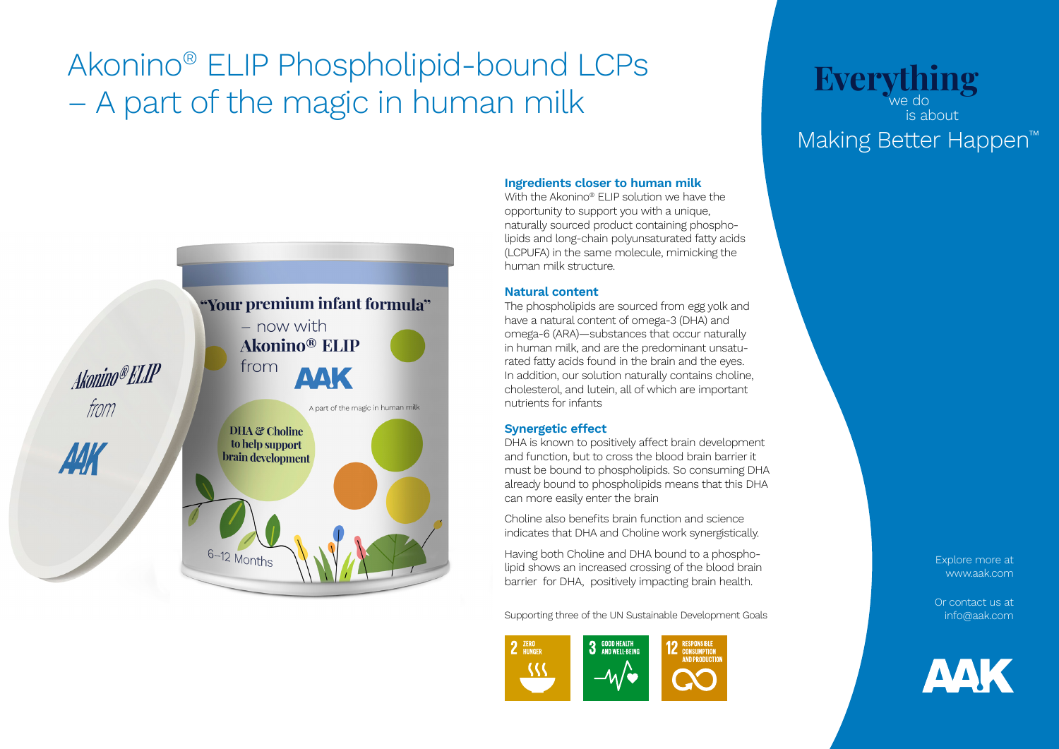# Akonino® ELIP Phospholipid-bound LCPs – A part of the magic in human milk

**Everything** we do is about
Making Better Happen™

## Ingredients closer to human milk

With the Akonino® ELIP solution we have the opportunity to support you with a unique, naturally sourced product containing phospholipids and long-chain polyunsaturated fatty acids (LCPUFA) in the same molecule, mimicking the human milk structure.

## Natural content

The phospholipids are sourced from egg yolk and have a natural content of omega-3 (DHA) and omega-6 (ARA)—substances that occur naturally in human milk, and are the predominant unsaturated fatty acids found in the brain and the eyes. In addition, our solution naturally contains choline, cholesterol, and lutein, all of which are important nutrients for infants

## Synergetic effect

DHA is known to positively affect brain development and function, but to cross the blood brain barrier it must be bound to phospholipids. So consuming DHA already bound to phospholipids means that this DHA can more easily enter the brain

Choline also benefits brain function and science indicates that DHA and Choline work synergistically.

Having both Choline and DHA bound to a phospholipid shows an increased crossing of the blood brain barrier for DHA, positively impacting brain health.

Supporting three of the UN Sustainable Development Goals

2 ZERO HUNGER

3 GOOD HEALTH AND WELL-BEING

12 RESPONSIBLE CONSUMPTION AND PRODUCTION

Explore more at www.aak.com

Or contact us at info@aak.com